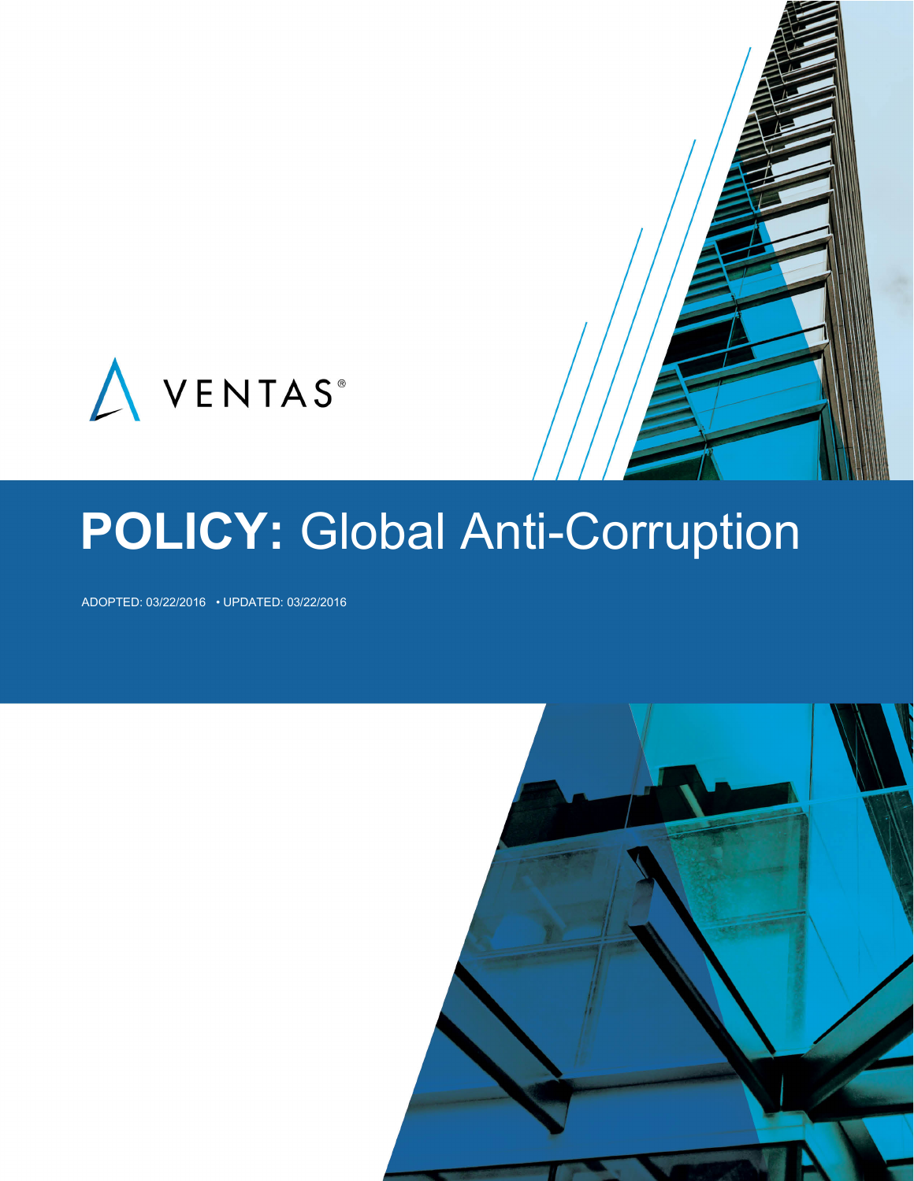VENTAS®

# **POLICY:** Global Anti-Corruption

ADOPTED: 03/22/2016 • UPDATED: 03/22/2016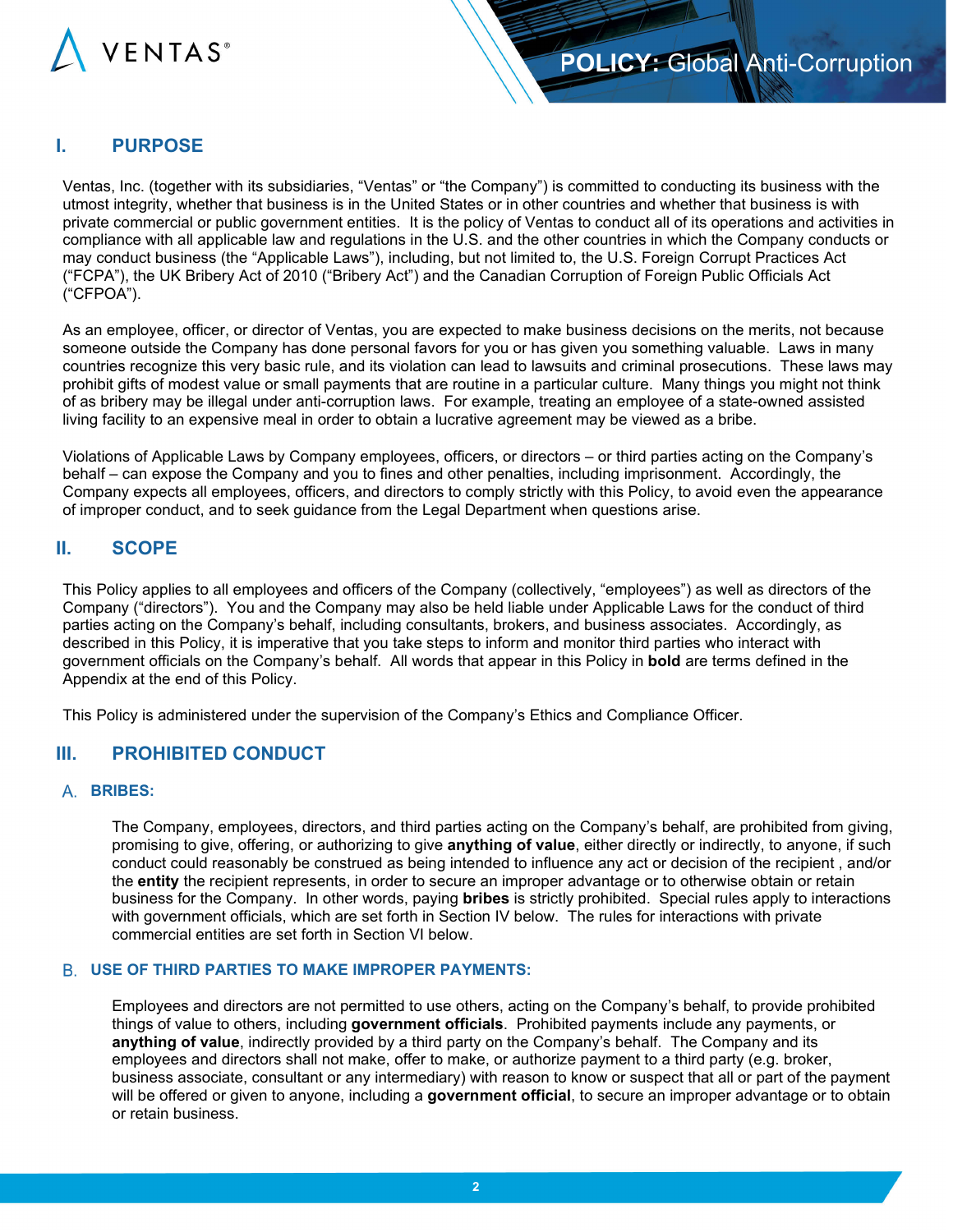## I. PURPOSE

Ventas, Inc. (together with its subsidiaries, "Ventas" or "the Company") is committed to conducting its business with the utmost integrity, whether that business is in the United States or in other countries and whether that business is with private commercial or public government entities. It is the policy of Ventas to conduct all of its operations and activities in compliance with all applicable law and regulations in the U.S. and the other countries in which the Company conducts or may conduct business (the "Applicable Laws"), including, but not limited to, the U.S. Foreign Corrupt Practices Act ("FCPA"), the UK Bribery Act of 2010 ("Bribery Act") and the Canadian Corruption of Foreign Public Officials Act ("CFPOA").

As an employee, officer, or director of Ventas, you are expected to make business decisions on the merits, not because someone outside the Company has done personal favors for you or has given you something valuable. Laws in many countries recognize this very basic rule, and its violation can lead to lawsuits and criminal prosecutions. These laws may prohibit gifts of modest value or small payments that are routine in a particular culture. Many things you might not think of as bribery may be illegal under anti-corruption laws. For example, treating an employee of a state-owned assisted living facility to an expensive meal in order to obtain a lucrative agreement may be viewed as a bribe.

Violations of Applicable Laws by Company employees, officers, or directors – or third parties acting on the Company's behalf – can expose the Company and you to fines and other penalties, including imprisonment. Accordingly, the Company expects all employees, officers, and directors to comply strictly with this Policy, to avoid even the appearance of improper conduct, and to seek guidance from the Legal Department when questions arise.

## II. SCOPE

This Policy applies to all employees and officers of the Company (collectively, "employees") as well as directors of the Company ("directors"). You and the Company may also be held liable under Applicable Laws for the conduct of third parties acting on the Company's behalf, including consultants, brokers, and business associates. Accordingly, as described in this Policy, it is imperative that you take steps to inform and monitor third parties who interact with government officials on the Company's behalf. All words that appear in this Policy in **bold** are terms defined in the Appendix at the end of this Policy.

This Policy is administered under the supervision of the Company's Ethics and Compliance Officer.

## III. PROHIBITED CONDUCT

### A. BRIBES:

The Company, employees, directors, and third parties acting on the Company's behalf, are prohibited from giving, promising to give, offering, or authorizing to give **anything of value**, either directly or indirectly, to anyone, if such conduct could reasonably be construed as being intended to influence any act or decision of the recipient , and/or the **entity** the recipient represents, in order to secure an improper advantage or to otherwise obtain or retain business for the Company. In other words, paying **bribes** is strictly prohibited. Special rules apply to interactions with government officials, which are set forth in Section IV below. The rules for interactions with private commercial entities are set forth in Section VI below.

### B. USE OF THIRD PARTIES TO MAKE IMPROPER PAYMENTS:

Employees and directors are not permitted to use others, acting on the Company's behalf, to provide prohibited things of value to others, including **government officials**. Prohibited payments include any payments, or **anything of value**, indirectly provided by a third party on the Company's behalf. The Company and its employees and directors shall not make, offer to make, or authorize payment to a third party (e.g. broker, business associate, consultant or any intermediary) with reason to know or suspect that all or part of the payment will be offered or given to anyone, including a **government official**, to secure an improper advantage or to obtain or retain business.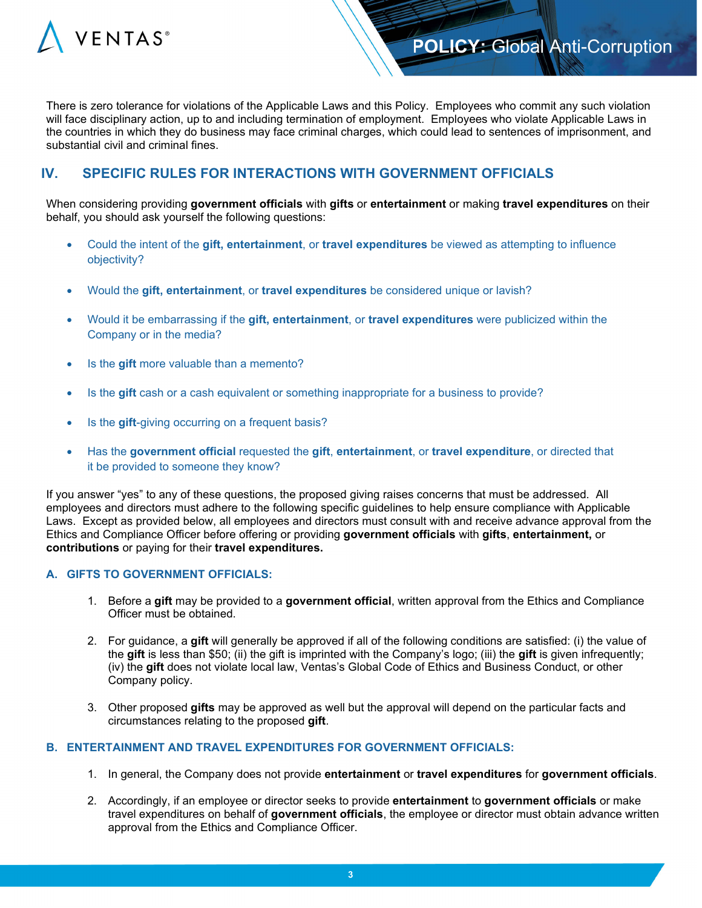There is zero tolerance for violations of the Applicable Laws and this Policy. Employees who commit any such violation will face disciplinary action, up to and including termination of employment. Employees who violate Applicable Laws in the countries in which they do business may face criminal charges, which could lead to sentences of imprisonment, and substantial civil and criminal fines.

## IV. SPECIFIC RULES FOR INTERACTIONS WITH GOVERNMENT OFFICIALS

When considering providing **government officials** with **gifts** or **entertainment** or making **travel expenditures** on their behalf, you should ask yourself the following questions:

- Could the intent of the **gift, entertainment**, or **travel expenditures** be viewed as attempting to influence objectivity?
- Would the **gift, entertainment**, or **travel expenditures** be considered unique or lavish?
- Would it be embarrassing if the **gift, entertainment**, or **travel expenditures** were publicized within the Company or in the media?
- Is the **gift** more valuable than a memento?
- Is the **gift** cash or a cash equivalent or something inappropriate for a business to provide?
- Is the **gift**-giving occurring on a frequent basis?
- Has the **government official** requested the **gift**, **entertainment**, or **travel expenditure**, or directed that it be provided to someone they know?

If you answer "yes" to any of these questions, the proposed giving raises concerns that must be addressed. All employees and directors must adhere to the following specific guidelines to help ensure compliance with Applicable Laws. Except as provided below, all employees and directors must consult with and receive advance approval from the Ethics and Compliance Officer before offering or providing **government officials** with **gifts**, **entertainment,** or **contributions** or paying for their **travel expenditures.**

### A. GIFTS TO GOVERNMENT OFFICIALS:

1. Before a **gift** may be provided to a **government official**, written approval from the Ethics and Compliance Officer must be obtained.
2. For guidance, a **gift** will generally be approved if all of the following conditions are satisfied: (i) the value of the **gift** is less than $50; (ii) the gift is imprinted with the Company's logo; (iii) the **gift** is given infrequently; (iv) the **gift** does not violate local law, Ventas's Global Code of Ethics and Business Conduct, or other Company policy.
3. Other proposed **gifts** may be approved as well but the approval will depend on the particular facts and circumstances relating to the proposed **gift**.

### B. ENTERTAINMENT AND TRAVEL EXPENDITURES FOR GOVERNMENT OFFICIALS:

1. In general, the Company does not provide **entertainment** or **travel expenditures** for **government officials**.
2. Accordingly, if an employee or director seeks to provide **entertainment** to **government officials** or make travel expenditures on behalf of **government officials**, the employee or director must obtain advance written approval from the Ethics and Compliance Officer.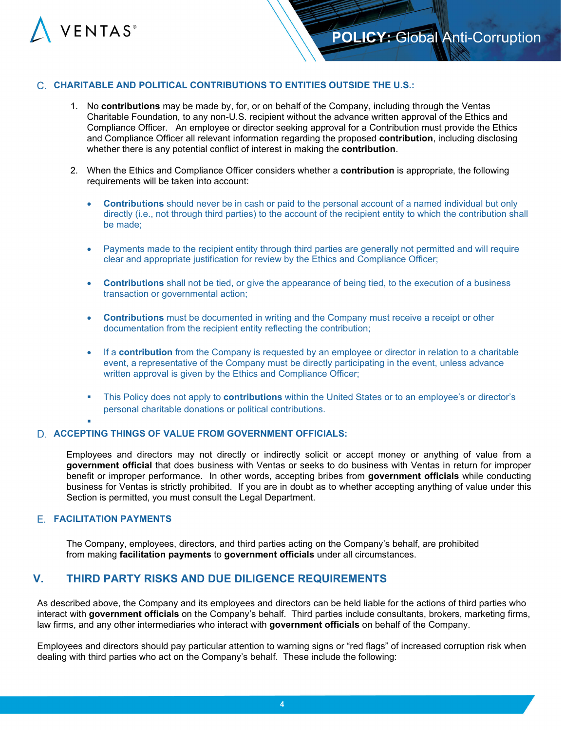### C. CHARITABLE AND POLITICAL CONTRIBUTIONS TO ENTITIES OUTSIDE THE U.S.:

1. No **contributions** may be made by, for, or on behalf of the Company, including through the Ventas Charitable Foundation, to any non-U.S. recipient without the advance written approval of the Ethics and Compliance Officer. An employee or director seeking approval for a Contribution must provide the Ethics and Compliance Officer all relevant information regarding the proposed **contribution**, including disclosing whether there is any potential conflict of interest in making the **contribution**.

2. When the Ethics and Compliance Officer considers whether a **contribution** is appropriate, the following requirements will be taken into account:

   - **Contributions** should never be in cash or paid to the personal account of a named individual but only directly (i.e., not through third parties) to the account of the recipient entity to which the contribution shall be made;

   - Payments made to the recipient entity through third parties are generally not permitted and will require clear and appropriate justification for review by the Ethics and Compliance Officer;

   - **Contributions** shall not be tied, or give the appearance of being tied, to the execution of a business transaction or governmental action;

   - **Contributions** must be documented in writing and the Company must receive a receipt or other documentation from the recipient entity reflecting the contribution;

   - If a **contribution** from the Company is requested by an employee or director in relation to a charitable event, a representative of the Company must be directly participating in the event, unless advance written approval is given by the Ethics and Compliance Officer;

   - This Policy does not apply to **contributions** within the United States or to an employee's or director's personal charitable donations or political contributions.

### D. ACCEPTING THINGS OF VALUE FROM GOVERNMENT OFFICIALS:

Employees and directors may not directly or indirectly solicit or accept money or anything of value from a **government official** that does business with Ventas or seeks to do business with Ventas in return for improper benefit or improper performance. In other words, accepting bribes from **government officials** while conducting business for Ventas is strictly prohibited. If you are in doubt as to whether accepting anything of value under this Section is permitted, you must consult the Legal Department.

### E. FACILITATION PAYMENTS

The Company, employees, directors, and third parties acting on the Company's behalf, are prohibited from making **facilitation payments** to **government officials** under all circumstances.

## V. THIRD PARTY RISKS AND DUE DILIGENCE REQUIREMENTS

As described above, the Company and its employees and directors can be held liable for the actions of third parties who interact with **government officials** on the Company's behalf. Third parties include consultants, brokers, marketing firms, law firms, and any other intermediaries who interact with **government officials** on behalf of the Company.

Employees and directors should pay particular attention to warning signs or "red flags" of increased corruption risk when dealing with third parties who act on the Company's behalf. These include the following: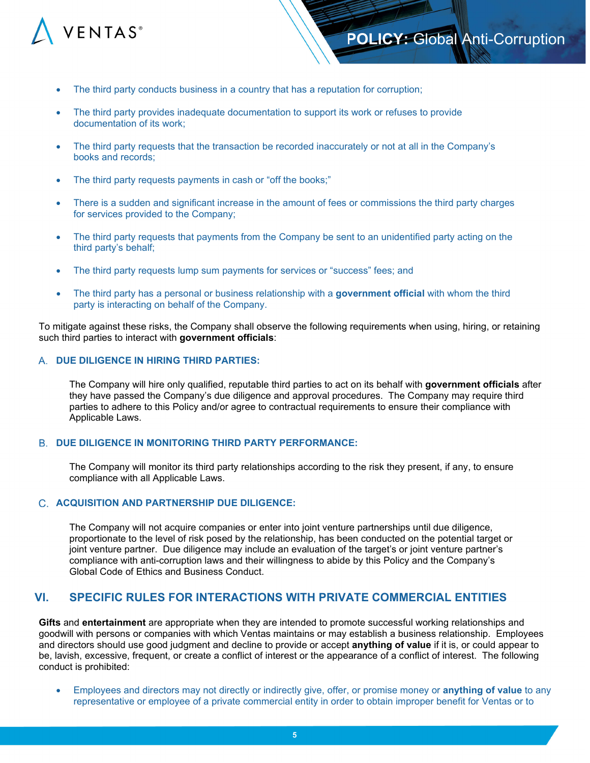- The third party conducts business in a country that has a reputation for corruption;
- The third party provides inadequate documentation to support its work or refuses to provide documentation of its work;
- The third party requests that the transaction be recorded inaccurately or not at all in the Company's books and records;
- The third party requests payments in cash or "off the books;"
- There is a sudden and significant increase in the amount of fees or commissions the third party charges for services provided to the Company;
- The third party requests that payments from the Company be sent to an unidentified party acting on the third party's behalf;
- The third party requests lump sum payments for services or "success" fees; and
- The third party has a personal or business relationship with a **government official** with whom the third party is interacting on behalf of the Company.

To mitigate against these risks, the Company shall observe the following requirements when using, hiring, or retaining such third parties to interact with **government officials**:

### A. DUE DILIGENCE IN HIRING THIRD PARTIES:

The Company will hire only qualified, reputable third parties to act on its behalf with **government officials** after they have passed the Company's due diligence and approval procedures. The Company may require third parties to adhere to this Policy and/or agree to contractual requirements to ensure their compliance with Applicable Laws.

### B. DUE DILIGENCE IN MONITORING THIRD PARTY PERFORMANCE:

The Company will monitor its third party relationships according to the risk they present, if any, to ensure compliance with all Applicable Laws.

### C. ACQUISITION AND PARTNERSHIP DUE DILIGENCE:

The Company will not acquire companies or enter into joint venture partnerships until due diligence, proportionate to the level of risk posed by the relationship, has been conducted on the potential target or joint venture partner. Due diligence may include an evaluation of the target's or joint venture partner's compliance with anti-corruption laws and their willingness to abide by this Policy and the Company's Global Code of Ethics and Business Conduct.

## VI. SPECIFIC RULES FOR INTERACTIONS WITH PRIVATE COMMERCIAL ENTITIES

**Gifts** and **entertainment** are appropriate when they are intended to promote successful working relationships and goodwill with persons or companies with which Ventas maintains or may establish a business relationship. Employees and directors should use good judgment and decline to provide or accept **anything of value** if it is, or could appear to be, lavish, excessive, frequent, or create a conflict of interest or the appearance of a conflict of interest. The following conduct is prohibited:

- Employees and directors may not directly or indirectly give, offer, or promise money or **anything of value** to any representative or employee of a private commercial entity in order to obtain improper benefit for Ventas or to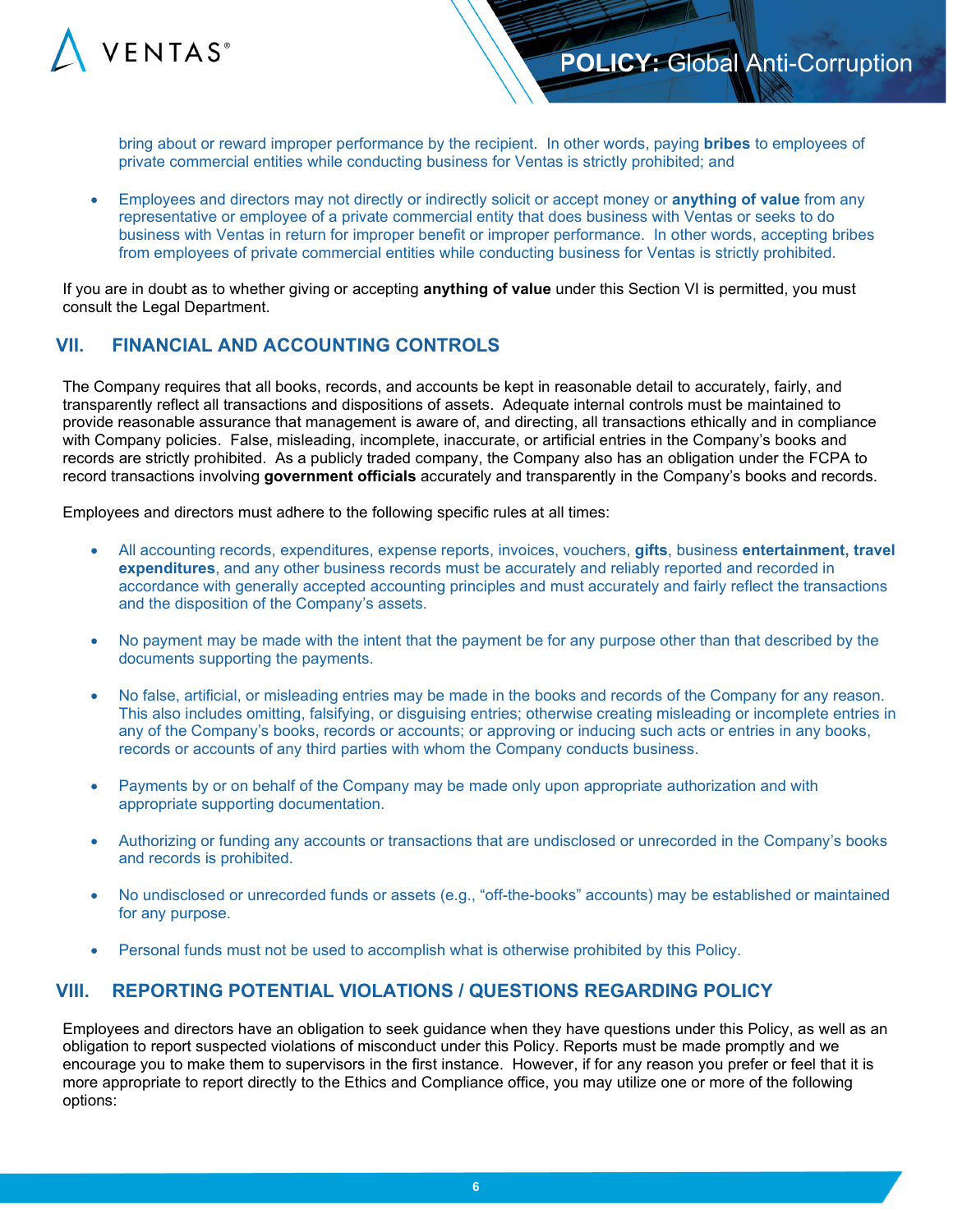bring about or reward improper performance by the recipient. In other words, paying **bribes** to employees of private commercial entities while conducting business for Ventas is strictly prohibited; and

- Employees and directors may not directly or indirectly solicit or accept money or **anything of value** from any representative or employee of a private commercial entity that does business with Ventas or seeks to do business with Ventas in return for improper benefit or improper performance. In other words, accepting bribes from employees of private commercial entities while conducting business for Ventas is strictly prohibited.

If you are in doubt as to whether giving or accepting **anything of value** under this Section VI is permitted, you must consult the Legal Department.

## VII. FINANCIAL AND ACCOUNTING CONTROLS

The Company requires that all books, records, and accounts be kept in reasonable detail to accurately, fairly, and transparently reflect all transactions and dispositions of assets. Adequate internal controls must be maintained to provide reasonable assurance that management is aware of, and directing, all transactions ethically and in compliance with Company policies. False, misleading, incomplete, inaccurate, or artificial entries in the Company's books and records are strictly prohibited. As a publicly traded company, the Company also has an obligation under the FCPA to record transactions involving **government officials** accurately and transparently in the Company's books and records.

Employees and directors must adhere to the following specific rules at all times:

- All accounting records, expenditures, expense reports, invoices, vouchers, **gifts**, business **entertainment, travel expenditures**, and any other business records must be accurately and reliably reported and recorded in accordance with generally accepted accounting principles and must accurately and fairly reflect the transactions and the disposition of the Company's assets.

- No payment may be made with the intent that the payment be for any purpose other than that described by the documents supporting the payments.

- No false, artificial, or misleading entries may be made in the books and records of the Company for any reason. This also includes omitting, falsifying, or disguising entries; otherwise creating misleading or incomplete entries in any of the Company's books, records or accounts; or approving or inducing such acts or entries in any books, records or accounts of any third parties with whom the Company conducts business.

- Payments by or on behalf of the Company may be made only upon appropriate authorization and with appropriate supporting documentation.

- Authorizing or funding any accounts or transactions that are undisclosed or unrecorded in the Company's books and records is prohibited.

- No undisclosed or unrecorded funds or assets (e.g., "off-the-books" accounts) may be established or maintained for any purpose.

- Personal funds must not be used to accomplish what is otherwise prohibited by this Policy.

## VIII. REPORTING POTENTIAL VIOLATIONS / QUESTIONS REGARDING POLICY

Employees and directors have an obligation to seek guidance when they have questions under this Policy, as well as an obligation to report suspected violations of misconduct under this Policy. Reports must be made promptly and we encourage you to make them to supervisors in the first instance. However, if for any reason you prefer or feel that it is more appropriate to report directly to the Ethics and Compliance office, you may utilize one or more of the following options: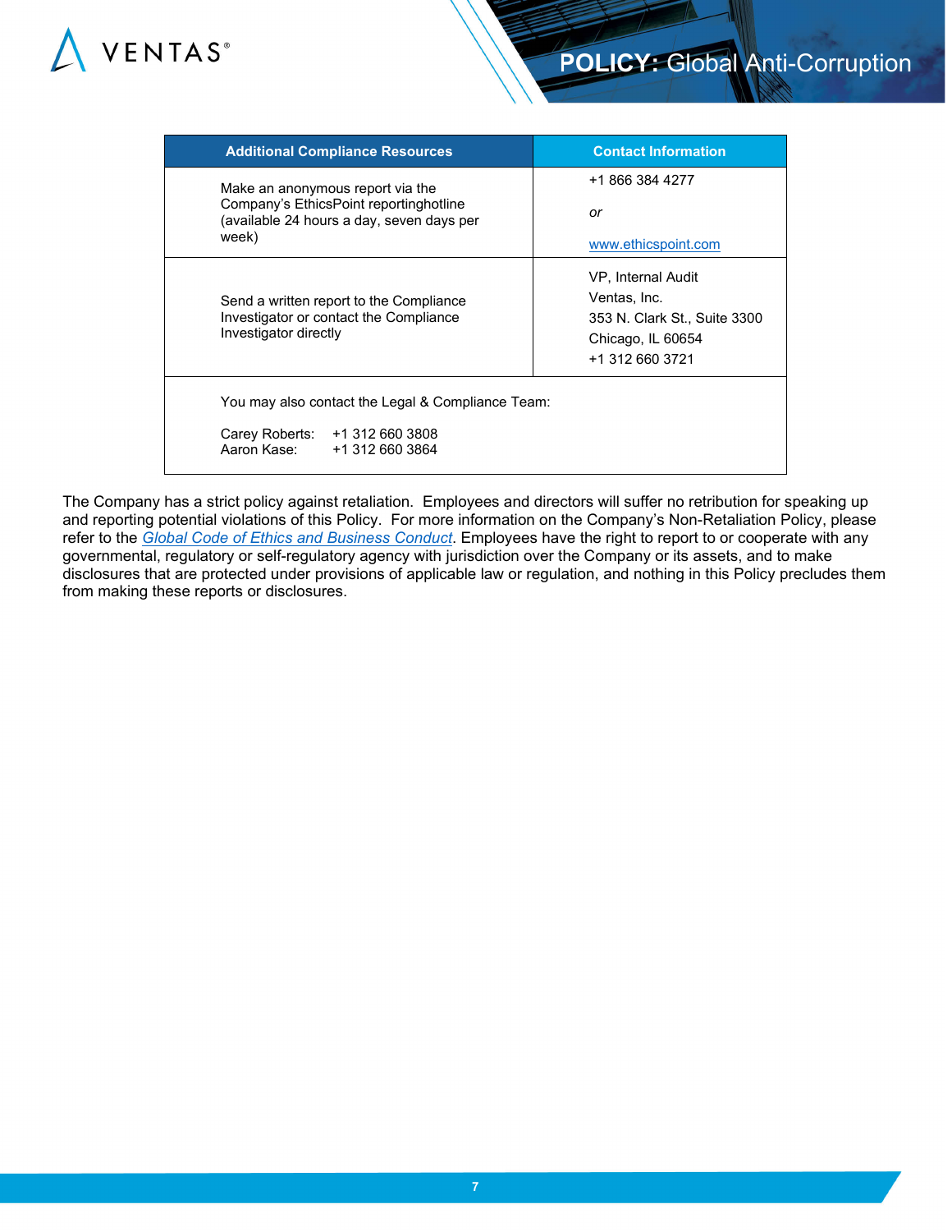| Additional Compliance Resources | Contact Information |
|---|---|
| Make an anonymous report via the Company's EthicsPoint reportinghotline (available 24 hours a day, seven days per week) | +1 866 384 4277<br><br>*or*<br><br>[www.ethicspoint.com](http://www.ethicspoint.com) |
| Send a written report to the Compliance Investigator or contact the Compliance Investigator directly | VP, Internal Audit<br>Ventas, Inc.<br>353 N. Clark St., Suite 3300<br>Chicago, IL 60654<br>+1 312 660 3721 |
| You may also contact the Legal & Compliance Team:<br><br>Carey Roberts: +1 312 660 3808<br>Aaron Kase: +1 312 660 3864 | |

The Company has a strict policy against retaliation. Employees and directors will suffer no retribution for speaking up and reporting potential violations of this Policy. For more information on the Company's Non-Retaliation Policy, please refer to the *Global Code of Ethics and Business Conduct*. Employees have the right to report to or cooperate with any governmental, regulatory or self-regulatory agency with jurisdiction over the Company or its assets, and to make disclosures that are protected under provisions of applicable law or regulation, and nothing in this Policy precludes them from making these reports or disclosures.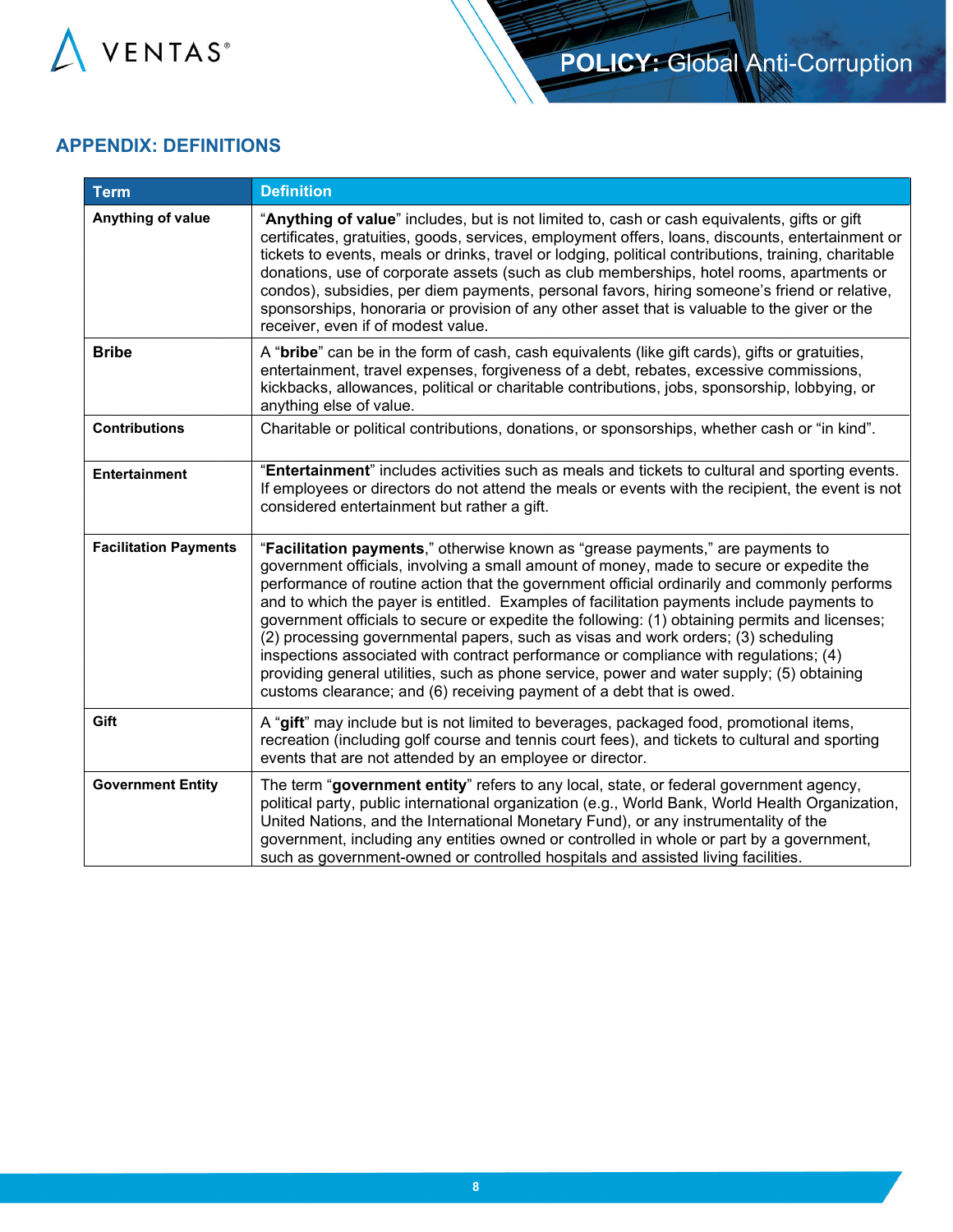## APPENDIX: DEFINITIONS

| Term | Definition |
|---|---|
| **Anything of value** | "**Anything of value**" includes, but is not limited to, cash or cash equivalents, gifts or gift certificates, gratuities, goods, services, employment offers, loans, discounts, entertainment or tickets to events, meals or drinks, travel or lodging, political contributions, training, charitable donations, use of corporate assets (such as club memberships, hotel rooms, apartments or condos), subsidies, per diem payments, personal favors, hiring someone's friend or relative, sponsorships, honoraria or provision of any other asset that is valuable to the giver or the receiver, even if of modest value. |
| **Bribe** | A "**bribe**" can be in the form of cash, cash equivalents (like gift cards), gifts or gratuities, entertainment, travel expenses, forgiveness of a debt, rebates, excessive commissions, kickbacks, allowances, political or charitable contributions, jobs, sponsorship, lobbying, or anything else of value. |
| **Contributions** | Charitable or political contributions, donations, or sponsorships, whether cash or "in kind". |
| **Entertainment** | "**Entertainment**" includes activities such as meals and tickets to cultural and sporting events. If employees or directors do not attend the meals or events with the recipient, the event is not considered entertainment but rather a gift. |
| **Facilitation Payments** | "**Facilitation payments**," otherwise known as "grease payments," are payments to government officials, involving a small amount of money, made to secure or expedite the performance of routine action that the government official ordinarily and commonly performs and to which the payer is entitled. Examples of facilitation payments include payments to government officials to secure or expedite the following: (1) obtaining permits and licenses; (2) processing governmental papers, such as visas and work orders; (3) scheduling inspections associated with contract performance or compliance with regulations; (4) providing general utilities, such as phone service, power and water supply; (5) obtaining customs clearance; and (6) receiving payment of a debt that is owed. |
| **Gift** | A "**gift**" may include but is not limited to beverages, packaged food, promotional items, recreation (including golf course and tennis court fees), and tickets to cultural and sporting events that are not attended by an employee or director. |
| **Government Entity** | The term "**government entity**" refers to any local, state, or federal government agency, political party, public international organization (e.g., World Bank, World Health Organization, United Nations, and the International Monetary Fund), or any instrumentality of the government, including any entities owned or controlled in whole or part by a government, such as government-owned or controlled hospitals and assisted living facilities. |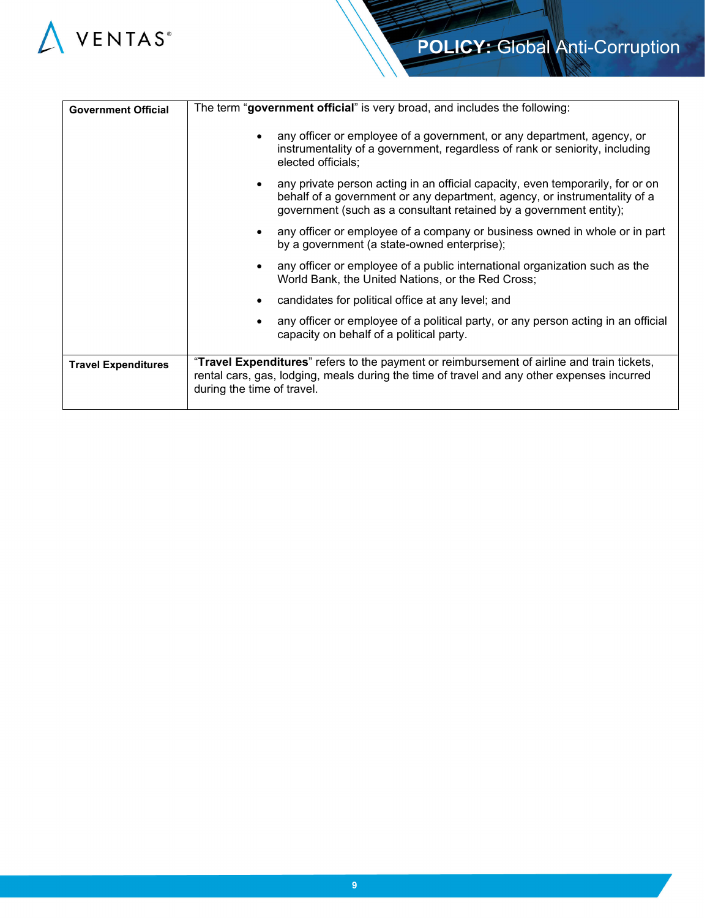| | |
|---|---|
| **Government Official** | The term "**government official**" is very broad, and includes the following:<br><br>• any officer or employee of a government, or any department, agency, or instrumentality of a government, regardless of rank or seniority, including elected officials;<br>• any private person acting in an official capacity, even temporarily, for or on behalf of a government or any department, agency, or instrumentality of a government (such as a consultant retained by a government entity);<br>• any officer or employee of a company or business owned in whole or in part by a government (a state-owned enterprise);<br>• any officer or employee of a public international organization such as the World Bank, the United Nations, or the Red Cross;<br>• candidates for political office at any level; and<br>• any officer or employee of a political party, or any person acting in an official capacity on behalf of a political party. |
| **Travel Expenditures** | "**Travel Expenditures**" refers to the payment or reimbursement of airline and train tickets, rental cars, gas, lodging, meals during the time of travel and any other expenses incurred during the time of travel. |